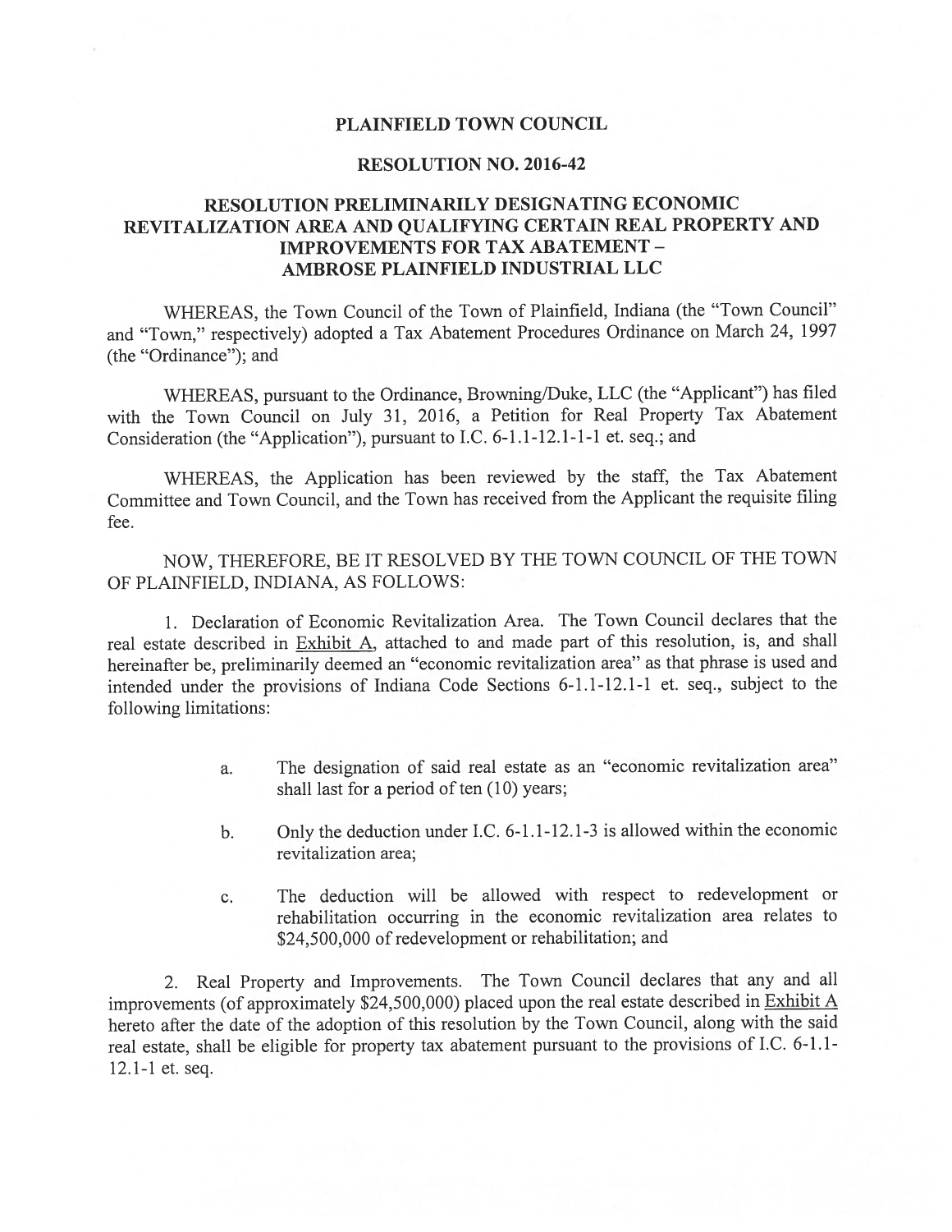# PLAINFIELD TOWN COUNCIL

## RESOLUTION NO. 2016-42

## RESOLUTION PRELIMINARILY DESIGNATING ECONOMIC REVITALIZATION AREA AND QUALIFYING CERTAIN REAL PROPERTY AND IMPROVEMENTS FOR TAX ABATEMENT – AMBROSE PLAINFIELD INDUSTRIAL LLC

WHEREAS, the Town Council of the Town of Plainfield, Indiana (the "Town Council" and "Town," respectively) adopted a Tax Abatement Procedures Ordinance on March 24, 1997 (the "Ordinance"); and

WHEREAS, pursuant to the Ordinance, Browning/Duke, LLC (the "Applicant") has filed with the Town Council on July 31, 2016, a Petition for Real Property Tax Abatement Consideration (the "Application"), pursuant to I.C. 6-1.1-12.1-1 et. seq.; and

WHEREAS, the Application has been reviewed by the staff, the Tax Abatement Committee and Town Council, and the Town has received from the Applicant the requisite filing fee.

NOW, THEREFORE, BE IT RESOLVED BY THE TOWN COUNCIL OF THE TOWN OF PLAINFIELD, INDIANA, AS FOLLOWS:

1. Declaration of Economic Revitalization Area. The Town Council declares that the real estate described in Exhibit A, attached to and made part of this resolution, is, and shall hereinafter be, preliminarily deemed an "economic revitalization area" as that phrase is used and intended under the provisions of Indiana Code Sections 6-1.1-12.1-1 et. seq., subject to the following limitations:

   a. The designation of said real estate as an "economic revitalization area" shall last for a period of ten (10) years;

   b. Only the deduction under I.C. 6-1.1-12.1-3 is allowed within the economic revitalization area;

   c. The deduction will be allowed with respect to redevelopment or rehabilitation occurring in the economic revitalization area relates to $24,500,000 of redevelopment or rehabilitation; and

2. Real Property and Improvements. The Town Council declares that any and all improvements (of approximately $24,500,000) placed upon the real estate described in Exhibit A hereto after the date of the adoption of this resolution by the Town Council, along with the said real estate, shall be eligible for property tax abatement pursuant to the provisions of I.C. 6-1.1-12.1-1 et. seq.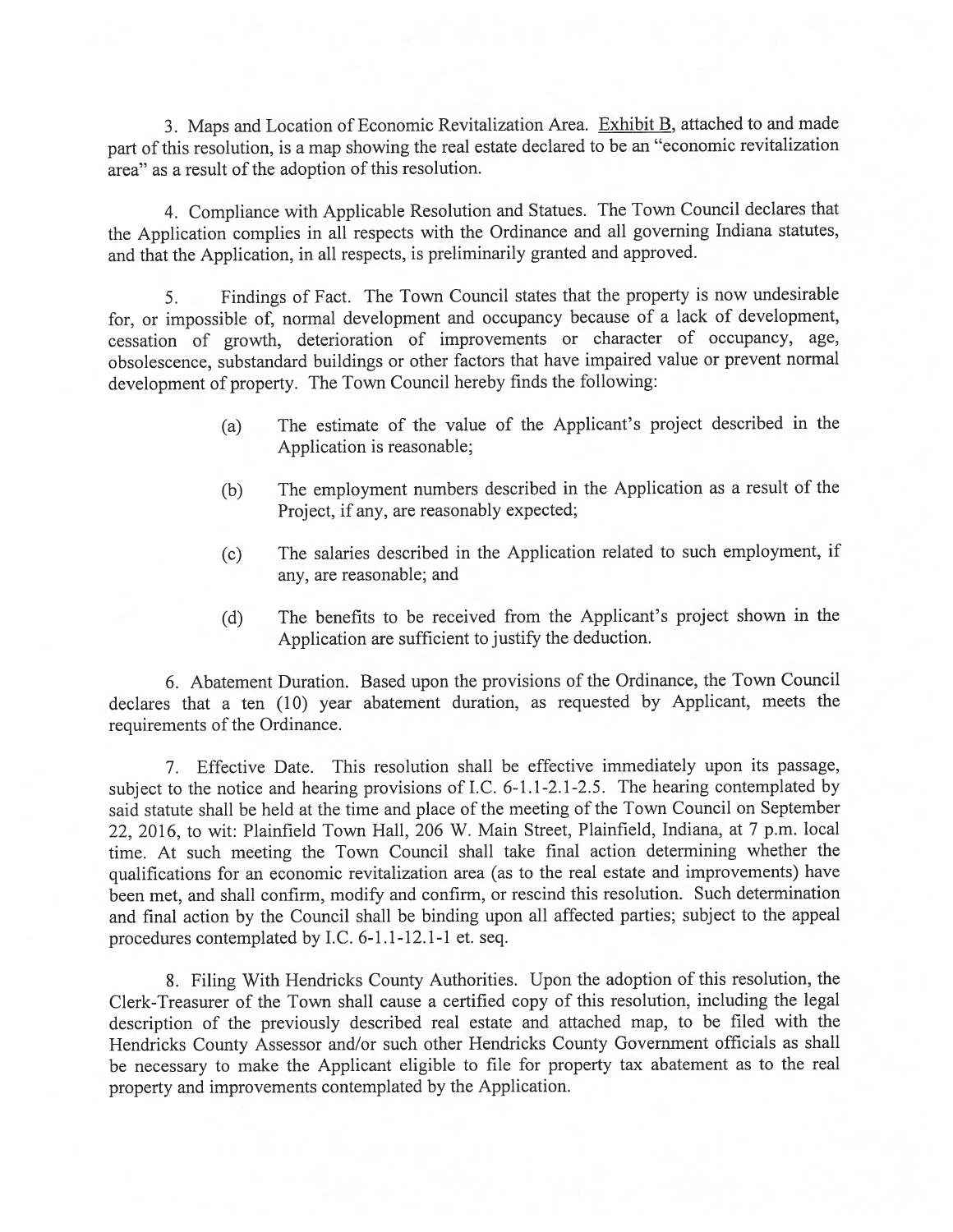3. Maps and Location of Economic Revitalization Area. Exhibit B, attached to and made part of this resolution, is a map showing the real estate declared to be an "economic revitalization area" as a result of the adoption of this resolution.

4. Compliance with Applicable Resolution and Statues. The Town Council declares that the Application complies in all respects with the Ordinance and all governing Indiana statutes, and that the Application, in all respects, is preliminarily granted and approved.

5. Findings of Fact. The Town Council states that the property is now undesirable for, or impossible of, normal development and occupancy because of a lack of development, cessation of growth, deterioration of improvements or character of occupancy, age, obsolescence, substandard buildings or other factors that have impaired value or prevent normal development of property. The Town Council hereby finds the following:

(a) The estimate of the value of the Applicant's project described in the Application is reasonable;

(b) The employment numbers described in the Application as a result of the Project, if any, are reasonably expected;

(c) The salaries described in the Application related to such employment, if any, are reasonable; and

(d) The benefits to be received from the Applicant's project shown in the Application are sufficient to justify the deduction.

6. Abatement Duration. Based upon the provisions of the Ordinance, the Town Council declares that a ten (10) year abatement duration, as requested by Applicant, meets the requirements of the Ordinance.

7. Effective Date. This resolution shall be effective immediately upon its passage, subject to the notice and hearing provisions of I.C. 6-1.1-2.1-2.5. The hearing contemplated by said statute shall be held at the time and place of the meeting of the Town Council on September 22, 2016, to wit: Plainfield Town Hall, 206 W. Main Street, Plainfield, Indiana, at 7 p.m. local time. At such meeting the Town Council shall take final action determining whether the qualifications for an economic revitalization area (as to the real estate and improvements) have been met, and shall confirm, modify and confirm, or rescind this resolution. Such determination and final action by the Council shall be binding upon all affected parties; subject to the appeal procedures contemplated by I.C. 6-1.1-12.1-1 et. seq.

8. Filing With Hendricks County Authorities. Upon the adoption of this resolution, the Clerk-Treasurer of the Town shall cause a certified copy of this resolution, including the legal description of the previously described real estate and attached map, to be filed with the Hendricks County Assessor and/or such other Hendricks County Government officials as shall be necessary to make the Applicant eligible to file for property tax abatement as to the real property and improvements contemplated by the Application.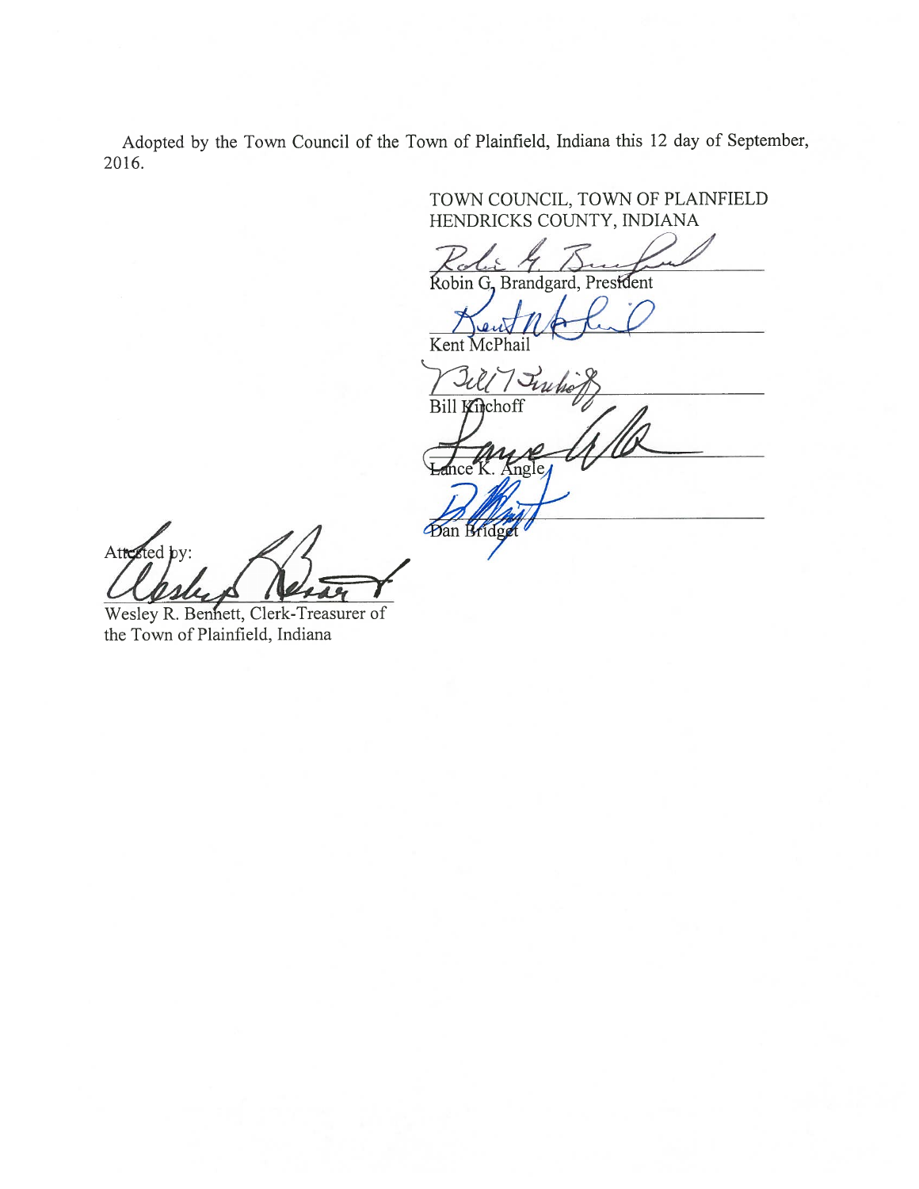Adopted by the Town Council of the Town of Plainfield, Indiana this 12 day of September, 2016.

TOWN COUNCIL, TOWN OF PLAINFIELD
HENDRICKS COUNTY, INDIANA

Robin G. Brandgard, President

Kent McPhail

Bill Kirchoff

Lance K. Angle

Dan Bridget

Attested by:

Wesley R. Bennett, Clerk-Treasurer of the Town of Plainfield, Indiana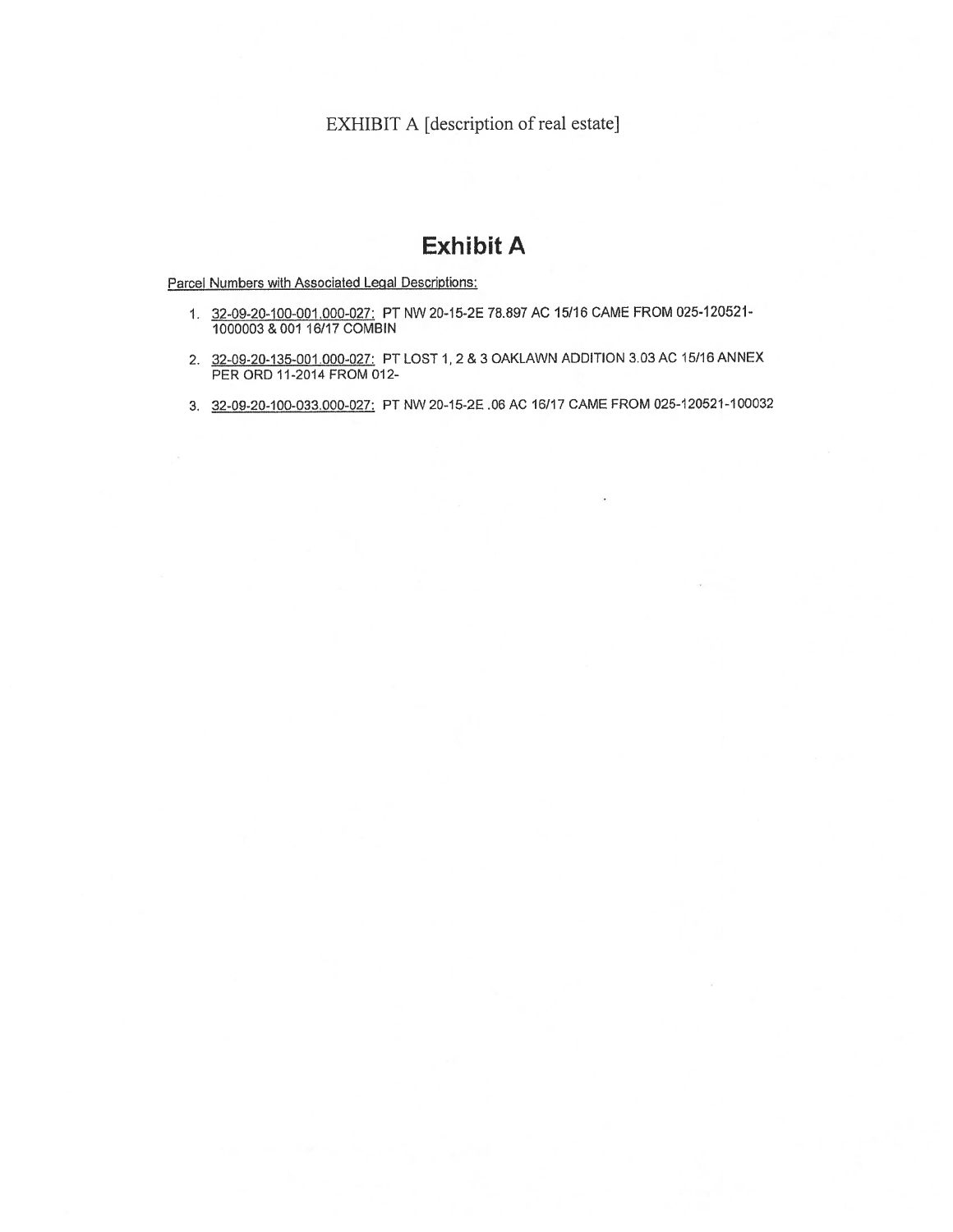EXHIBIT A [description of real estate]

# Exhibit A

Parcel Numbers with Associated Legal Descriptions:

1. 32-09-20-100-001.000-027: PT NW 20-15-2E 78.897 AC 15/16 CAME FROM 025-120521-1000003 & 001 16/17 COMBIN

2. 32-09-20-135-001.000-027: PT LOST 1, 2 & 3 OAKLAWN ADDITION 3.03 AC 15/16 ANNEX PER ORD 11-2014 FROM 012-

3. 32-09-20-100-033.000-027: PT NW 20-15-2E .06 AC 16/17 CAME FROM 025-120521-100032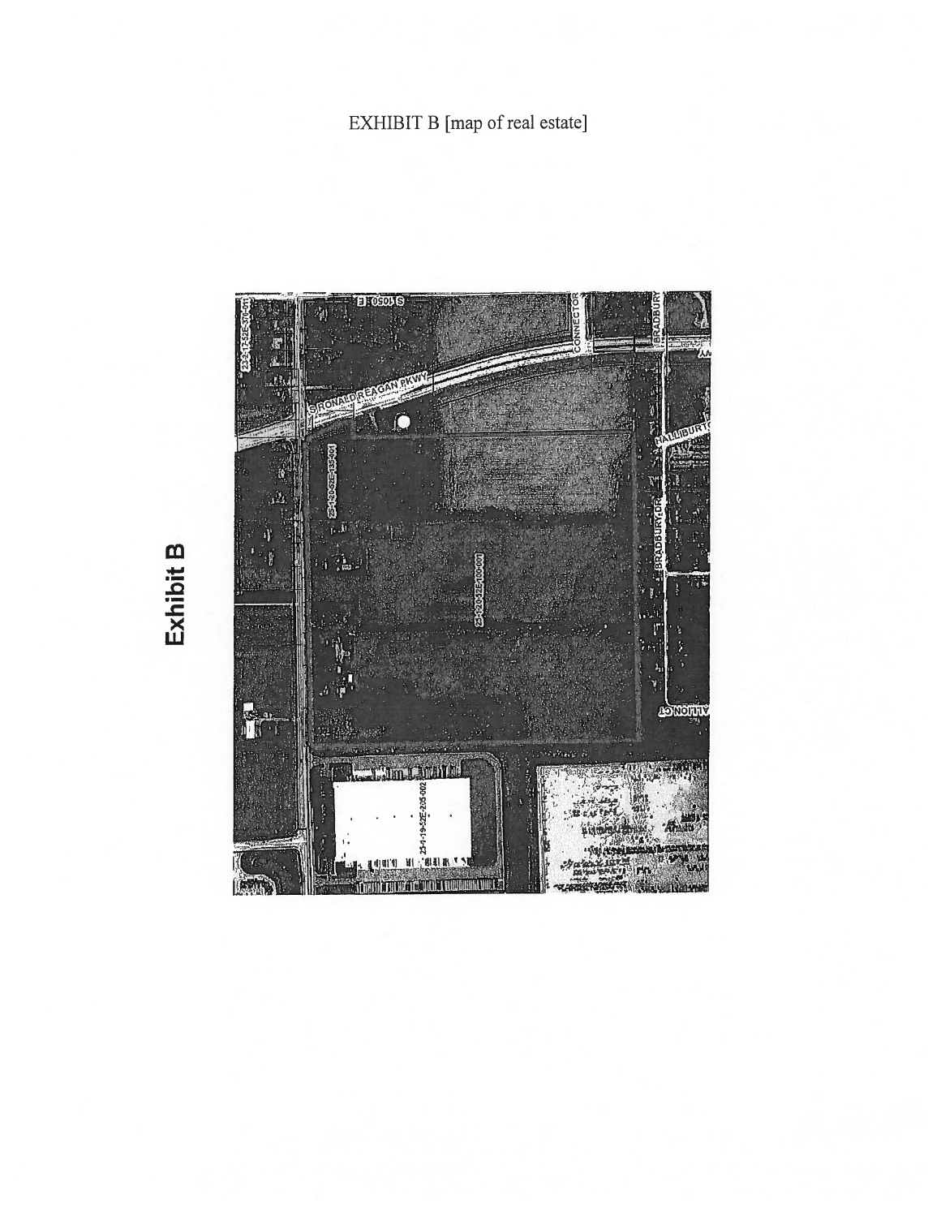EXHIBIT B [map of real estate]

**Exhibit B**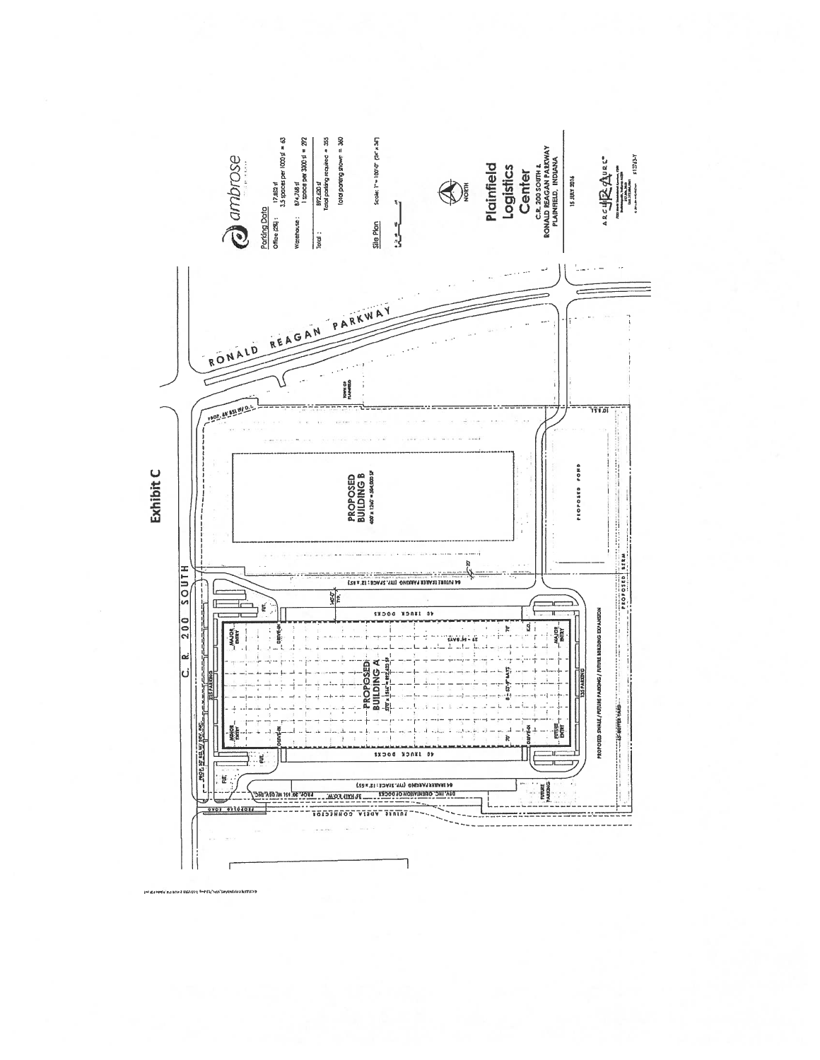# Exhibit C

RONALD REAGAN PARKWAY

C. R. 200 SOUTH

PROPOSED BUILDING B
400' x 1240' = 584,000 SF

PROPOSED BUILDING A
572' x 1560' = 892,620 SF

PROPOSED POND

40 TRUCK DOCKS

40 TRUCK DOCKS

64 FUTURE TRAILER PARKING (TYP. SPACE: 12' x 55')

64 TRAILER PARKING (TYP. SPACE: 12' x 55')

229 PARKING

135 PARKING

MAJOR ENTRY

MINOR ENTRY

FUTURE ENTRY

DRIVE-IN

FUTURE PARKING

PROPOSED SWALE / FUTURE PARKING / FUTURE BUILDING EXPANSION

PROPOSED BERM

FUTURE AREA CONNECTOR

PROPOSED ROAD

TOWN OF PLAINFIELD

ambrose

Parking Data

Office (2%): 17,852 sf
3.5 spaces per 1000 sf = 63

Warehouse: 874,768 sf
1 space per 3000 sf = 292

Total: 892,620 sf
Total parking required = 355
Total parking shown = 360

Site Plan Scale: 1" = 100'-0" (24" x 36")

NORTH

Plainfield Logistics Center
C.R. 200 SOUTH & RONALD REAGAN PARKWAY
PLAINFIELD, INDIANA

15 JULY 2016

ARCHITECTURE